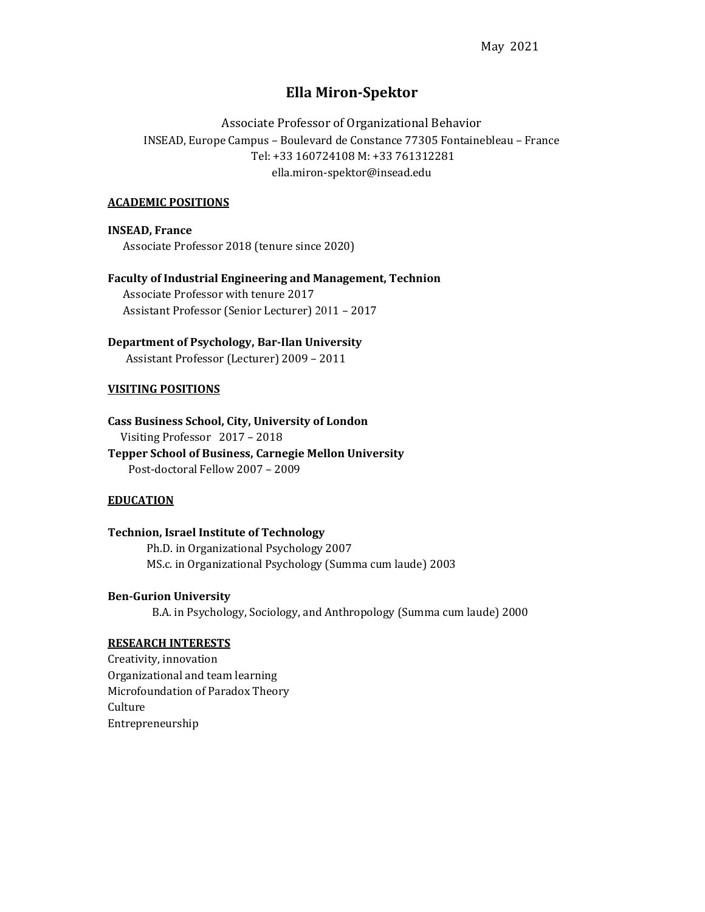May 2021

# Ella Miron-Spektor

Associate Professor of Organizational Behavior
INSEAD, Europe Campus – Boulevard de Constance 77305 Fontainebleau – France
Tel: +33 160724108 M: +33 761312281
ella.miron-spektor@insead.edu

## ACADEMIC POSITIONS

**INSEAD, France**
Associate Professor 2018 (tenure since 2020)

**Faculty of Industrial Engineering and Management, Technion**
Associate Professor with tenure 2017
Assistant Professor (Senior Lecturer) 2011 – 2017

**Department of Psychology, Bar-Ilan University**
Assistant Professor (Lecturer) 2009 – 2011

## VISITING POSITIONS

**Cass Business School, City, University of London**
Visiting Professor 2017 – 2018

**Tepper School of Business, Carnegie Mellon University**
Post-doctoral Fellow 2007 – 2009

## EDUCATION

**Technion, Israel Institute of Technology**
Ph.D. in Organizational Psychology 2007
MS.c. in Organizational Psychology (Summa cum laude) 2003

**Ben-Gurion University**
B.A. in Psychology, Sociology, and Anthropology (Summa cum laude) 2000

## RESEARCH INTERESTS

Creativity, innovation
Organizational and team learning
Microfoundation of Paradox Theory
Culture
Entrepreneurship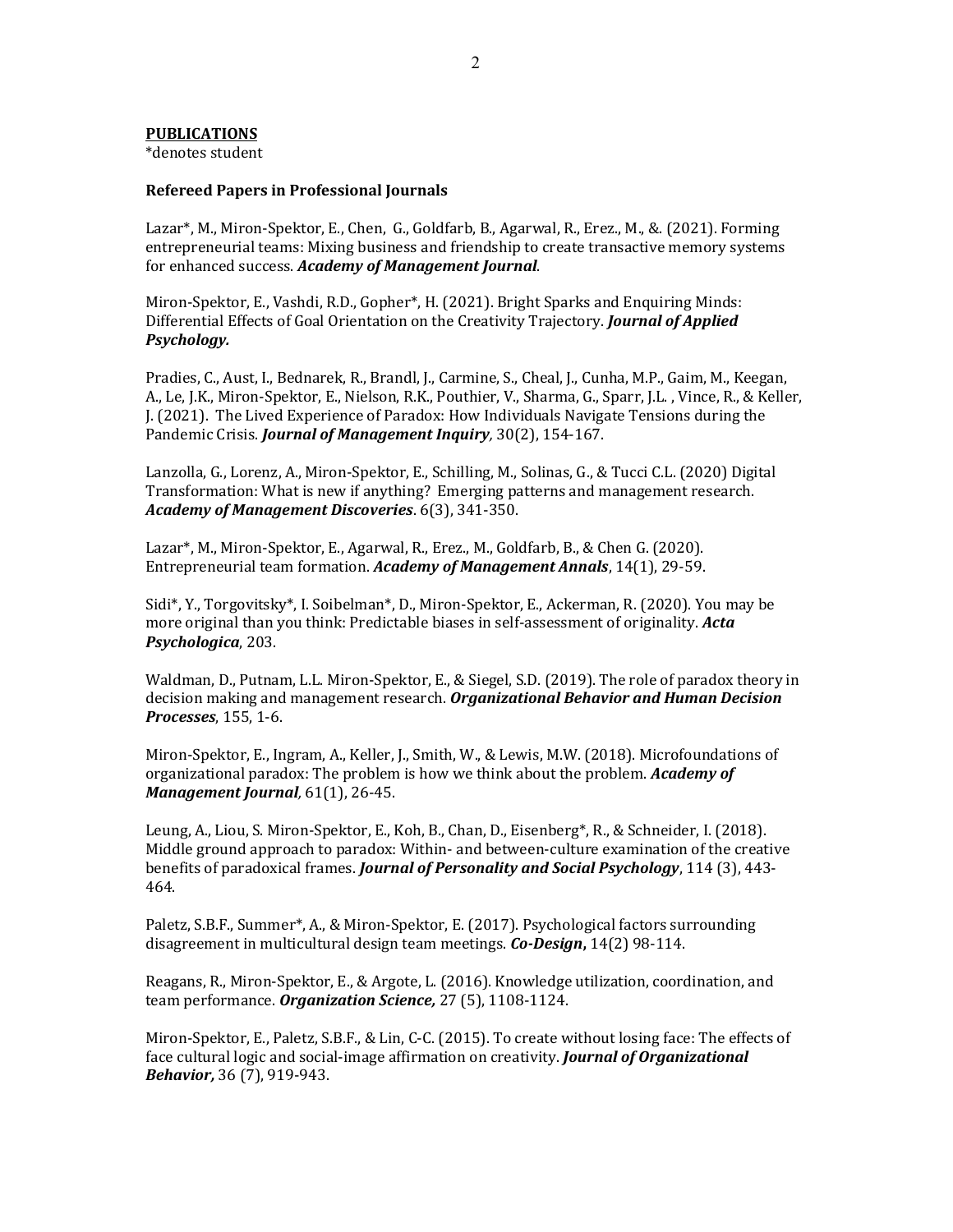**PUBLICATIONS**

*denotes student

**Refereed Papers in Professional Journals**

Lazar*, M., Miron-Spektor, E., Chen, G., Goldfarb, B., Agarwal, R., Erez., M., &. (2021). Forming entrepreneurial teams: Mixing business and friendship to create transactive memory systems for enhanced success. ***Academy of Management Journal***.

Miron-Spektor, E., Vashdi, R.D., Gopher*, H. (2021). Bright Sparks and Enquiring Minds: Differential Effects of Goal Orientation on the Creativity Trajectory. ***Journal of Applied Psychology.***

Pradies, C., Aust, I., Bednarek, R., Brandl, J., Carmine, S., Cheal, J., Cunha, M.P., Gaim, M., Keegan, A., Le, J.K., Miron-Spektor, E., Nielson, R.K., Pouthier, V., Sharma, G., Sparr, J.L. , Vince, R., & Keller, J. (2021). The Lived Experience of Paradox: How Individuals Navigate Tensions during the Pandemic Crisis. ***Journal of Management Inquiry***, 30(2), 154-167.

Lanzolla, G., Lorenz, A., Miron-Spektor, E., Schilling, M., Solinas, G., & Tucci C.L. (2020) Digital Transformation: What is new if anything? Emerging patterns and management research. ***Academy of Management Discoveries***. 6(3), 341-350.

Lazar*, M., Miron-Spektor, E., Agarwal, R., Erez., M., Goldfarb, B., & Chen G. (2020). Entrepreneurial team formation. ***Academy of Management Annals***, 14(1), 29-59.

Sidi*, Y., Torgovitsky*, I. Soibelman*, D., Miron-Spektor, E., Ackerman, R. (2020). You may be more original than you think: Predictable biases in self-assessment of originality. ***Acta Psychologica***, 203.

Waldman, D., Putnam, L.L. Miron-Spektor, E., & Siegel, S.D. (2019). The role of paradox theory in decision making and management research. ***Organizational Behavior and Human Decision Processes***, 155, 1-6.

Miron-Spektor, E., Ingram, A., Keller, J., Smith, W., & Lewis, M.W. (2018). Microfoundations of organizational paradox: The problem is how we think about the problem. ***Academy of Management Journal***, 61(1), 26-45.

Leung, A., Liou, S. Miron-Spektor, E., Koh, B., Chan, D., Eisenberg*, R., & Schneider, I. (2018). Middle ground approach to paradox: Within- and between-culture examination of the creative benefits of paradoxical frames. ***Journal of Personality and Social Psychology***, 114 (3), 443-464.

Paletz, S.B.F., Summer*, A., & Miron-Spektor, E. (2017). Psychological factors surrounding disagreement in multicultural design team meetings. ***Co-Design*****,** 14(2) 98-114.

Reagans, R., Miron-Spektor, E., & Argote, L. (2016). Knowledge utilization, coordination, and team performance. ***Organization Science***, 27 (5), 1108-1124.

Miron-Spektor, E., Paletz, S.B.F., & Lin, C-C. (2015). To create without losing face: The effects of face cultural logic and social-image affirmation on creativity. ***Journal of Organizational Behavior***, 36 (7), 919-943.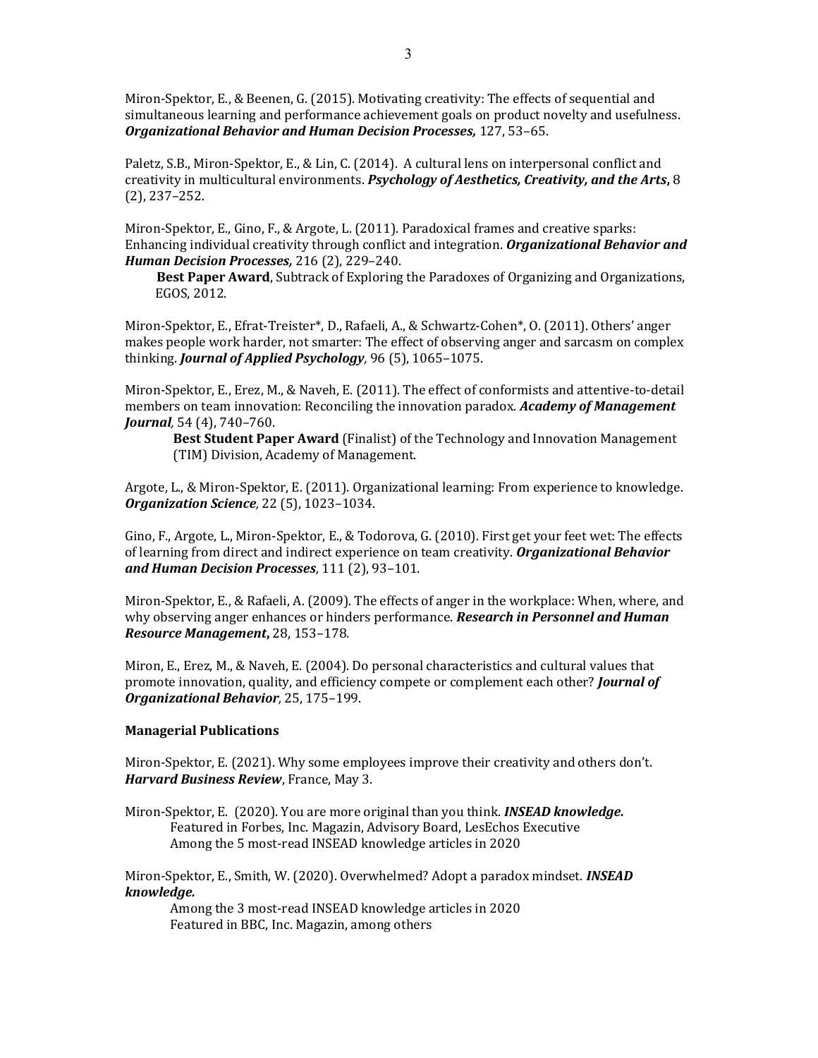Miron-Spektor, E., & Beenen, G. (2015). Motivating creativity: The effects of sequential and simultaneous learning and performance achievement goals on product novelty and usefulness. ***Organizational Behavior and Human Decision Processes,*** 127, 53–65.

Paletz, S.B., Miron-Spektor, E., & Lin, C. (2014). A cultural lens on interpersonal conflict and creativity in multicultural environments. ***Psychology of Aesthetics, Creativity, and the Arts*,** 8 (2), 237–252.

Miron-Spektor, E., Gino, F., & Argote, L. (2011). Paradoxical frames and creative sparks: Enhancing individual creativity through conflict and integration. ***Organizational Behavior and Human Decision Processes,*** 216 (2), 229–240.

**Best Paper Award**, Subtrack of Exploring the Paradoxes of Organizing and Organizations, EGOS, 2012.

Miron-Spektor, E., Efrat-Treister*, D., Rafaeli, A., & Schwartz-Cohen*, O. (2011). Others' anger makes people work harder, not smarter: The effect of observing anger and sarcasm on complex thinking. ***Journal of Applied Psychology**,* 96 (5), 1065–1075.

Miron-Spektor, E., Erez, M., & Naveh, E. (2011). The effect of conformists and attentive-to-detail members on team innovation: Reconciling the innovation paradox. ***Academy of Management Journal**,* 54 (4), 740–760.

**Best Student Paper Award** (Finalist) of the Technology and Innovation Management (TIM) Division, Academy of Management.

Argote, L., & Miron-Spektor, E. (2011). Organizational learning: From experience to knowledge. ***Organization Science**,* 22 (5), 1023–1034.

Gino, F., Argote, L., Miron-Spektor, E., & Todorova, G. (2010). First get your feet wet: The effects of learning from direct and indirect experience on team creativity. ***Organizational Behavior and Human Decision Processes**,* 111 (2), 93–101.

Miron-Spektor, E., & Rafaeli, A. (2009). The effects of anger in the workplace: When, where, and why observing anger enhances or hinders performance. ***Research in Personnel and Human Resource Management*,** 28, 153–178*.*

Miron, E., Erez, M., & Naveh, E. (2004). Do personal characteristics and cultural values that promote innovation, quality, and efficiency compete or complement each other? ***Journal of Organizational Behavior**,* 25, 175–199.

**Managerial Publications**

Miron-Spektor, E. (2021). Why some employees improve their creativity and others don't. ***Harvard Business Review***, France, May 3.

Miron-Spektor, E. (2020). You are more original than you think. ***INSEAD knowledge.***
Featured in Forbes, Inc. Magazin, Advisory Board, LesEchos Executive
Among the 5 most-read INSEAD knowledge articles in 2020

Miron-Spektor, E., Smith, W. (2020). Overwhelmed? Adopt a paradox mindset. ***INSEAD knowledge.***
Among the 3 most-read INSEAD knowledge articles in 2020
Featured in BBC, Inc. Magazin, among others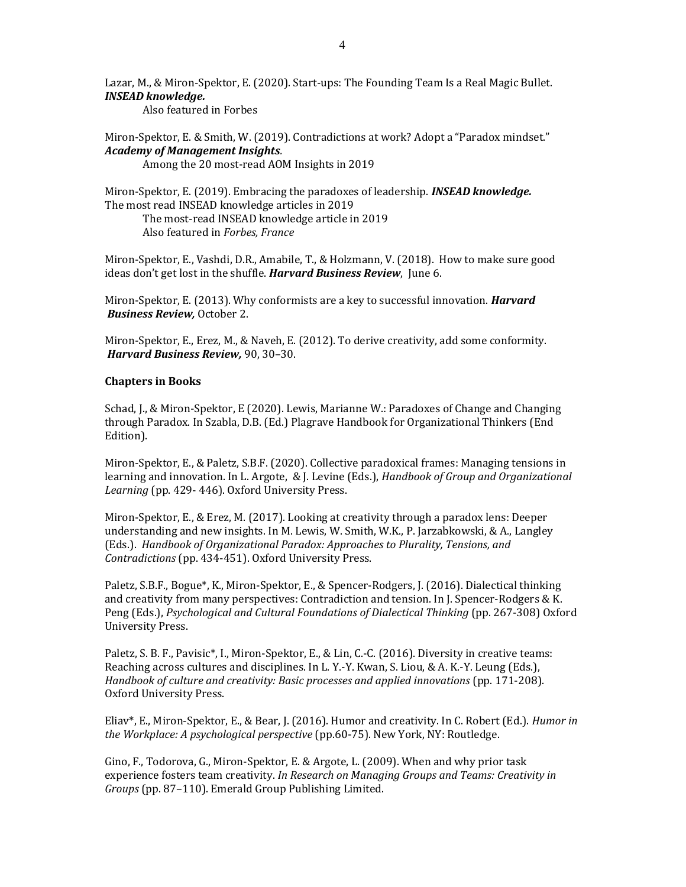Lazar, M., & Miron-Spektor, E. (2020). Start-ups: The Founding Team Is a Real Magic Bullet. ***INSEAD knowledge.***

Also featured in Forbes

Miron-Spektor, E. & Smith, W. (2019). Contradictions at work? Adopt a "Paradox mindset." ***Academy of Management Insights**.*

Among the 20 most-read AOM Insights in 2019

Miron-Spektor, E. (2019). Embracing the paradoxes of leadership. ***INSEAD knowledge.***
The most read INSEAD knowledge articles in 2019

The most-read INSEAD knowledge article in 2019

Also featured in *Forbes, France*

Miron-Spektor, E., Vashdi, D.R., Amabile, T., & Holzmann, V. (2018). How to make sure good ideas don't get lost in the shuffle. ***Harvard Business Review***, June 6.

Miron-Spektor, E. (2013). Why conformists are a key to successful innovation. ***Harvard Business Review,*** October 2.

Miron-Spektor, E., Erez, M., & Naveh, E. (2012). To derive creativity, add some conformity. ***Harvard Business Review,*** 90, 30–30.

**Chapters in Books**

Schad, J., & Miron-Spektor, E (2020). Lewis, Marianne W.: Paradoxes of Change and Changing through Paradox. In Szabla, D.B. (Ed.) Plagrave Handbook for Organizational Thinkers (End Edition).

Miron-Spektor, E., & Paletz, S.B.F. (2020). Collective paradoxical frames: Managing tensions in learning and innovation. In L. Argote, & J. Levine (Eds.), *Handbook of Group and Organizational Learning* (pp. 429- 446). Oxford University Press.

Miron-Spektor, E., & Erez, M. (2017). Looking at creativity through a paradox lens: Deeper understanding and new insights. In M. Lewis, W. Smith, W.K., P. Jarzabkowski, & A., Langley (Eds.). *Handbook of Organizational Paradox: Approaches to Plurality, Tensions, and Contradictions* (pp. 434-451). Oxford University Press.

Paletz, S.B.F., Bogue*, K., Miron-Spektor, E., & Spencer-Rodgers, J. (2016). Dialectical thinking and creativity from many perspectives: Contradiction and tension. In J. Spencer-Rodgers & K. Peng (Eds.), *Psychological and Cultural Foundations of Dialectical Thinking* (pp. 267-308) Oxford University Press.

Paletz, S. B. F., Pavisic*, I., Miron-Spektor, E., & Lin, C.-C. (2016). Diversity in creative teams: Reaching across cultures and disciplines. In L. Y.-Y. Kwan, S. Liou, & A. K.-Y. Leung (Eds.), *Handbook of culture and creativity: Basic processes and applied innovations* (pp. 171-208). Oxford University Press.

Eliav*, E., Miron-Spektor, E., & Bear, J. (2016). Humor and creativity. In C. Robert (Ed.). *Humor in the Workplace: A psychological perspective* (pp.60-75). New York, NY: Routledge.

Gino, F., Todorova, G., Miron-Spektor, E. & Argote, L. (2009). When and why prior task experience fosters team creativity. *In Research on Managing Groups and Teams: Creativity in Groups* (pp. 87–110). Emerald Group Publishing Limited.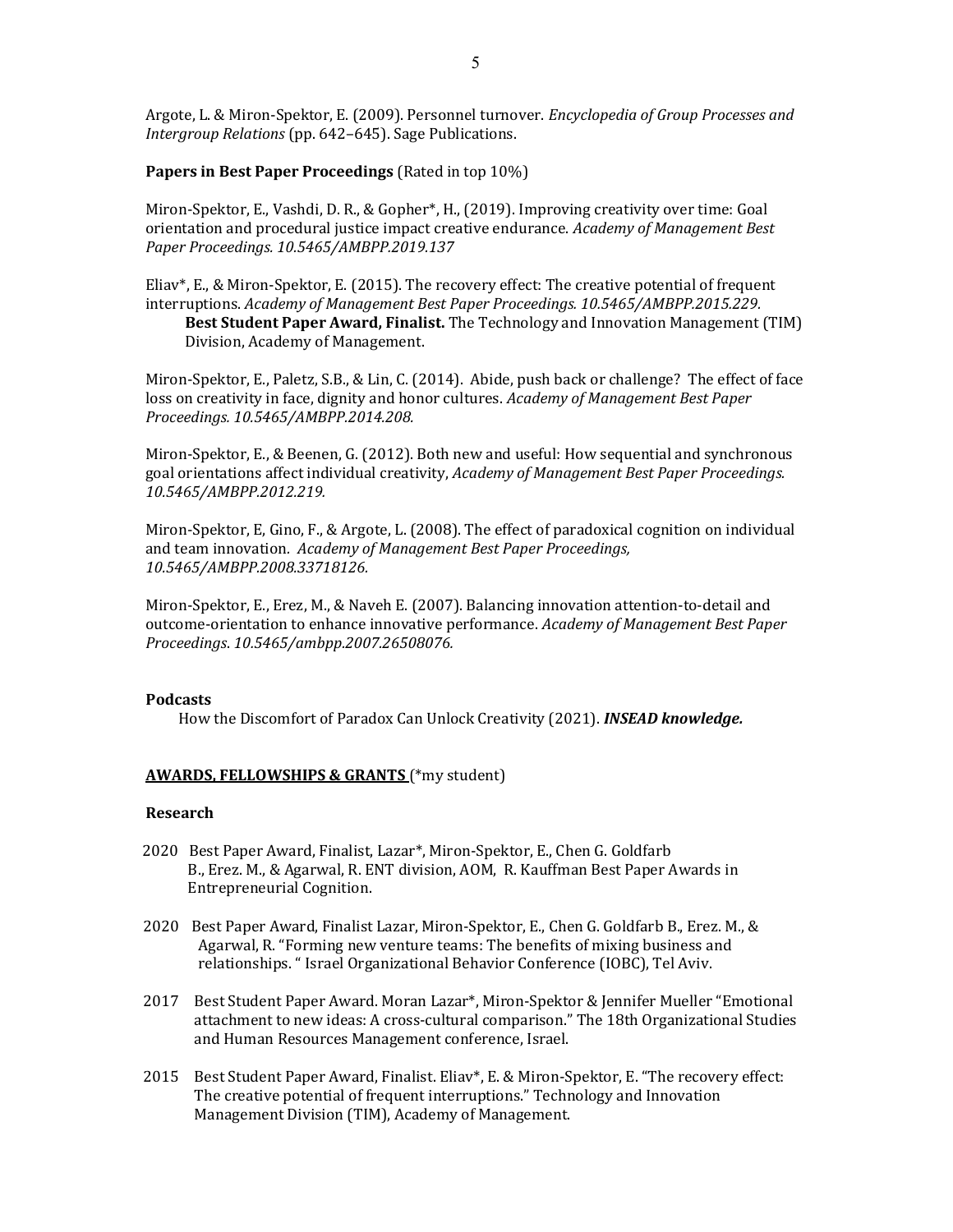Argote, L. & Miron-Spektor, E. (2009). Personnel turnover. *Encyclopedia of Group Processes and Intergroup Relations* (pp. 642–645). Sage Publications.

**Papers in Best Paper Proceedings** (Rated in top 10%)

Miron-Spektor, E., Vashdi, D. R., & Gopher*, H., (2019). Improving creativity over time: Goal orientation and procedural justice impact creative endurance. *Academy of Management Best Paper Proceedings. 10.5465/AMBPP.2019.137*

Eliav*, E., & Miron-Spektor, E. (2015). The recovery effect: The creative potential of frequent interruptions. *Academy of Management Best Paper Proceedings. 10.5465/AMBPP.2015.229*.
**Best Student Paper Award, Finalist.** The Technology and Innovation Management (TIM) Division, Academy of Management.

Miron-Spektor, E., Paletz, S.B., & Lin, C. (2014). Abide, push back or challenge? The effect of face loss on creativity in face, dignity and honor cultures. *Academy of Management Best Paper Proceedings. 10.5465/AMBPP.2014.208.*

Miron-Spektor, E., & Beenen, G. (2012). Both new and useful: How sequential and synchronous goal orientations affect individual creativity, *Academy of Management Best Paper Proceedings. 10.5465/AMBPP.2012.219.*

Miron-Spektor, E, Gino, F., & Argote, L. (2008). The effect of paradoxical cognition on individual and team innovation. *Academy of Management Best Paper Proceedings, 10.5465/AMBPP.2008.33718126.*

Miron-Spektor, E., Erez, M., & Naveh E. (2007). Balancing innovation attention-to-detail and outcome-orientation to enhance innovative performance. *Academy of Management Best Paper Proceedings*. *10.5465/ambpp.2007.26508076.*

**Podcasts**

How the Discomfort of Paradox Can Unlock Creativity (2021). ***INSEAD knowledge.***

## AWARDS, FELLOWSHIPS & GRANTS (*my student)

**Research**

2020 Best Paper Award, Finalist, Lazar*, Miron-Spektor, E., Chen G. Goldfarb B., Erez. M., & Agarwal, R. ENT division, AOM, R. Kauffman Best Paper Awards in Entrepreneurial Cognition.

2020 Best Paper Award, Finalist Lazar, Miron-Spektor, E., Chen G. Goldfarb B., Erez. M., & Agarwal, R. "Forming new venture teams: The benefits of mixing business and relationships. " Israel Organizational Behavior Conference (IOBC), Tel Aviv.

2017 Best Student Paper Award. Moran Lazar*, Miron-Spektor & Jennifer Mueller "Emotional attachment to new ideas: A cross-cultural comparison." The 18th Organizational Studies and Human Resources Management conference, Israel.

2015 Best Student Paper Award, Finalist. Eliav*, E. & Miron-Spektor, E. "The recovery effect: The creative potential of frequent interruptions." Technology and Innovation Management Division (TIM), Academy of Management.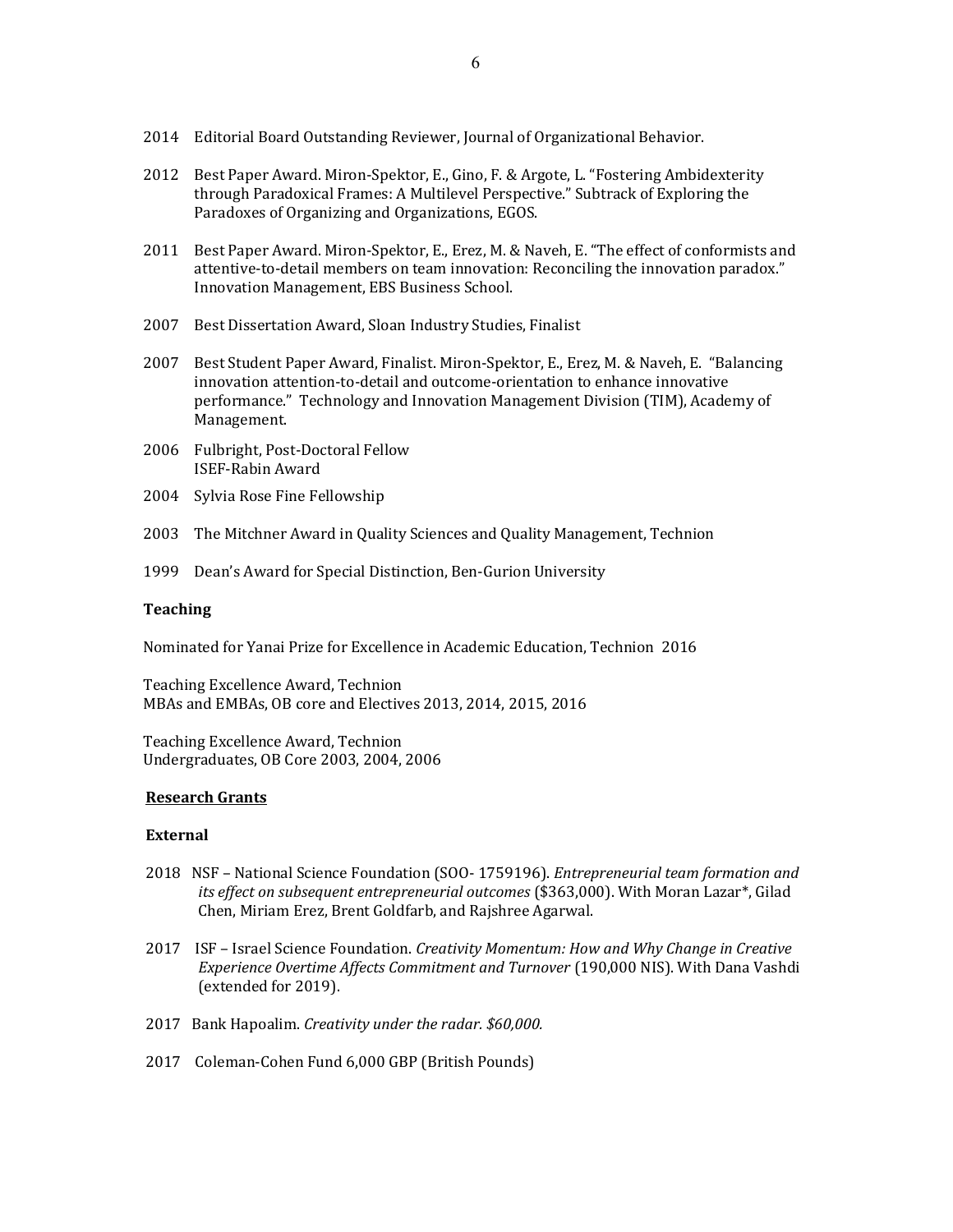2014 Editorial Board Outstanding Reviewer, Journal of Organizational Behavior.

2012 Best Paper Award. Miron-Spektor, E., Gino, F. & Argote, L. "Fostering Ambidexterity through Paradoxical Frames: A Multilevel Perspective." Subtrack of Exploring the Paradoxes of Organizing and Organizations, EGOS.

2011 Best Paper Award. Miron-Spektor, E., Erez, M. & Naveh, E. "The effect of conformists and attentive-to-detail members on team innovation: Reconciling the innovation paradox." Innovation Management, EBS Business School.

2007 Best Dissertation Award, Sloan Industry Studies, Finalist

2007 Best Student Paper Award, Finalist. Miron-Spektor, E., Erez, M. & Naveh, E. "Balancing innovation attention-to-detail and outcome-orientation to enhance innovative performance." Technology and Innovation Management Division (TIM), Academy of Management.

2006 Fulbright, Post-Doctoral Fellow
ISEF-Rabin Award

2004 Sylvia Rose Fine Fellowship

2003 The Mitchner Award in Quality Sciences and Quality Management, Technion

1999 Dean's Award for Special Distinction, Ben-Gurion University

**Teaching**

Nominated for Yanai Prize for Excellence in Academic Education, Technion 2016

Teaching Excellence Award, Technion
MBAs and EMBAs, OB core and Electives 2013, 2014, 2015, 2016

Teaching Excellence Award, Technion
Undergraduates, OB Core 2003, 2004, 2006

## Research Grants

**External**

2018 NSF – National Science Foundation (SOO- 1759196). *Entrepreneurial team formation and its effect on subsequent entrepreneurial outcomes* ($363,000). With Moran Lazar*, Gilad Chen, Miriam Erez, Brent Goldfarb, and Rajshree Agarwal.

2017 ISF – Israel Science Foundation. *Creativity Momentum: How and Why Change in Creative Experience Overtime Affects Commitment and Turnover* (190,000 NIS). With Dana Vashdi (extended for 2019).

2017 Bank Hapoalim. *Creativity under the radar. $60,000.*

2017 Coleman-Cohen Fund 6,000 GBP (British Pounds)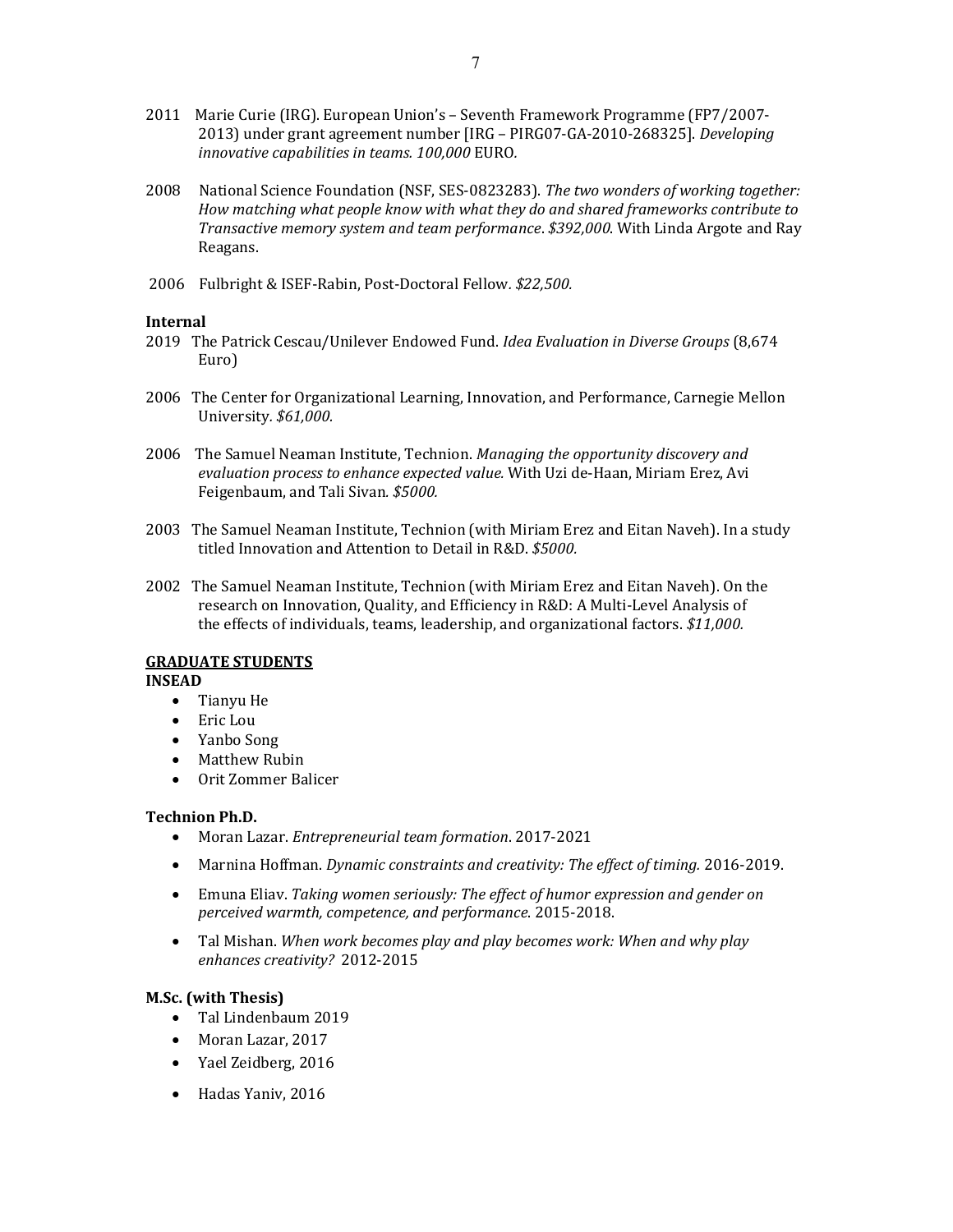2011 Marie Curie (IRG). European Union's – Seventh Framework Programme (FP7/2007-2013) under grant agreement number [IRG – PIRG07-GA-2010-268325]. *Developing innovative capabilities in teams. 100,000* EURO*.*

2008 National Science Foundation (NSF, SES-0823283). *The two wonders of working together: How matching what people know with what they do and shared frameworks contribute to Transactive memory system and team performance*. *$392,000*. With Linda Argote and Ray Reagans.

2006 Fulbright & ISEF-Rabin, Post-Doctoral Fellow*. $22,500.*

**Internal**

2019 The Patrick Cescau/Unilever Endowed Fund. *Idea Evaluation in Diverse Groups* (8,674 Euro)

2006 The Center for Organizational Learning, Innovation, and Performance, Carnegie Mellon University*. $61,000.*

2006 The Samuel Neaman Institute, Technion. *Managing the opportunity discovery and evaluation process to enhance expected value.* With Uzi de-Haan, Miriam Erez, Avi Feigenbaum, and Tali Sivan*. $5000.*

2003 The Samuel Neaman Institute, Technion (with Miriam Erez and Eitan Naveh). In a study titled Innovation and Attention to Detail in R&D. *$5000.*

2002 The Samuel Neaman Institute, Technion (with Miriam Erez and Eitan Naveh). On the research on Innovation, Quality, and Efficiency in R&D: A Multi-Level Analysis of the effects of individuals, teams, leadership, and organizational factors. *$11,000.*

## GRADUATE STUDENTS

**INSEAD**

- Tianyu He
- Eric Lou
- Yanbo Song
- Matthew Rubin
- Orit Zommer Balicer

**Technion Ph.D.**

- Moran Lazar. *Entrepreneurial team formation*. 2017-2021
- Marnina Hoffman. *Dynamic constraints and creativity: The effect of timing.* 2016-2019.
- Emuna Eliav. *Taking women seriously: The effect of humor expression and gender on perceived warmth, competence, and performance*. 2015-2018.
- Tal Mishan. *When work becomes play and play becomes work: When and why play enhances creativity?* 2012-2015

**M.Sc. (with Thesis)**

- Tal Lindenbaum 2019
- Moran Lazar, 2017
- Yael Zeidberg, 2016
- Hadas Yaniv, 2016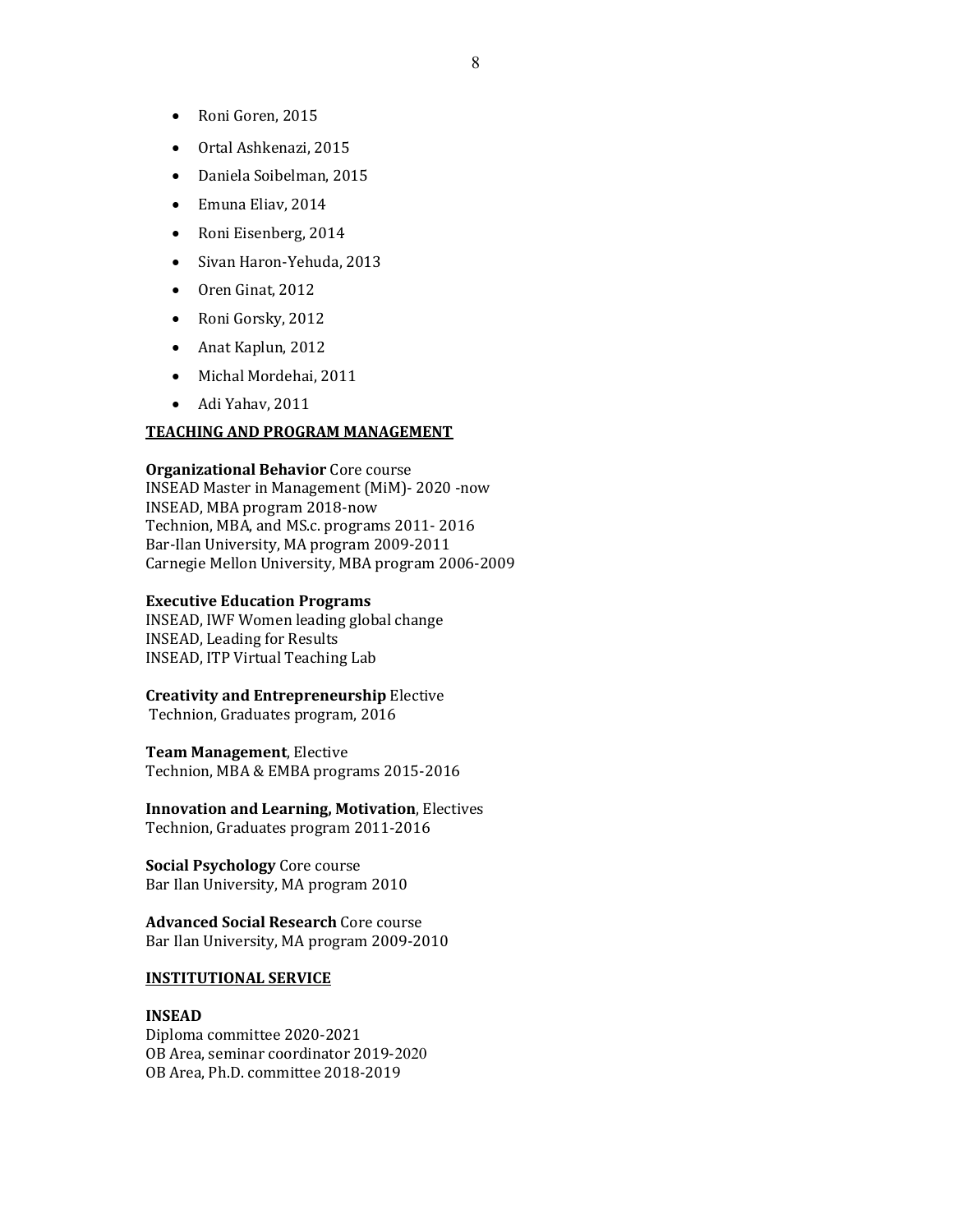- Roni Goren, 2015
- Ortal Ashkenazi, 2015
- Daniela Soibelman, 2015
- Emuna Eliav, 2014
- Roni Eisenberg, 2014
- Sivan Haron-Yehuda, 2013
- Oren Ginat, 2012
- Roni Gorsky, 2012
- Anat Kaplun, 2012
- Michal Mordehai, 2011
- Adi Yahav, 2011

## TEACHING AND PROGRAM MANAGEMENT

**Organizational Behavior** Core course
INSEAD Master in Management (MiM)- 2020 -now
INSEAD, MBA program 2018-now
Technion, MBA, and MS.c. programs 2011- 2016
Bar-Ilan University, MA program 2009-2011
Carnegie Mellon University, MBA program 2006-2009

**Executive Education Programs**
INSEAD, IWF Women leading global change
INSEAD, Leading for Results
INSEAD, ITP Virtual Teaching Lab

**Creativity and Entrepreneurship** Elective
Technion, Graduates program, 2016

**Team Management**, Elective
Technion, MBA & EMBA programs 2015-2016

**Innovation and Learning, Motivation**, Electives
Technion, Graduates program 2011-2016

**Social Psychology** Core course
Bar Ilan University, MA program 2010

**Advanced Social Research** Core course
Bar Ilan University, MA program 2009-2010

## INSTITUTIONAL SERVICE

**INSEAD**
Diploma committee 2020-2021
OB Area, seminar coordinator 2019-2020
OB Area, Ph.D. committee 2018-2019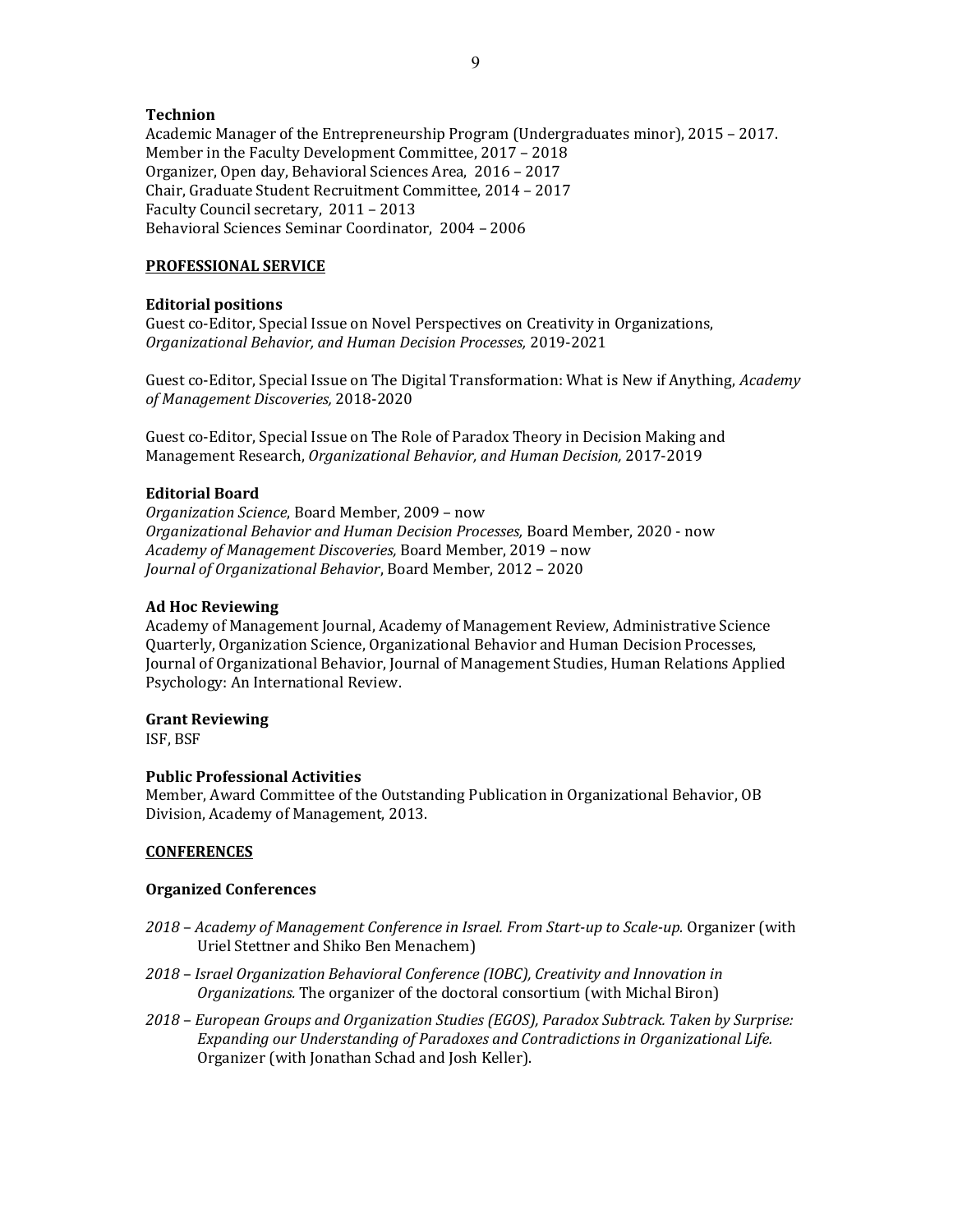**Technion**

Academic Manager of the Entrepreneurship Program (Undergraduates minor), 2015 – 2017.
Member in the Faculty Development Committee, 2017 – 2018
Organizer, Open day, Behavioral Sciences Area, 2016 – 2017
Chair, Graduate Student Recruitment Committee, 2014 – 2017
Faculty Council secretary, 2011 – 2013
Behavioral Sciences Seminar Coordinator, 2004 – 2006

## PROFESSIONAL SERVICE

**Editorial positions**

Guest co-Editor, Special Issue on Novel Perspectives on Creativity in Organizations, *Organizational Behavior, and Human Decision Processes,* 2019-2021

Guest co-Editor, Special Issue on The Digital Transformation: What is New if Anything, *Academy of Management Discoveries,* 2018-2020

Guest co-Editor, Special Issue on The Role of Paradox Theory in Decision Making and Management Research, *Organizational Behavior, and Human Decision,* 2017-2019

**Editorial Board**

*Organization Science*, Board Member, 2009 – now
*Organizational Behavior and Human Decision Processes,* Board Member, 2020 - now
*Academy of Management Discoveries,* Board Member, 2019 – now
*Journal of Organizational Behavior*, Board Member, 2012 – 2020

**Ad Hoc Reviewing**

Academy of Management Journal, Academy of Management Review, Administrative Science Quarterly, Organization Science, Organizational Behavior and Human Decision Processes, Journal of Organizational Behavior, Journal of Management Studies, Human Relations Applied Psychology: An International Review.

**Grant Reviewing**

ISF, BSF

**Public Professional Activities**

Member, Award Committee of the Outstanding Publication in Organizational Behavior, OB Division, Academy of Management, 2013.

## CONFERENCES

**Organized Conferences**

*2018 – Academy of Management Conference in Israel. From Start-up to Scale-up.* Organizer (with Uriel Stettner and Shiko Ben Menachem)

*2018 – Israel Organization Behavioral Conference (IOBC), Creativity and Innovation in Organizations.* The organizer of the doctoral consortium (with Michal Biron)

*2018 – European Groups and Organization Studies (EGOS), Paradox Subtrack. Taken by Surprise: Expanding our Understanding of Paradoxes and Contradictions in Organizational Life.* Organizer (with Jonathan Schad and Josh Keller).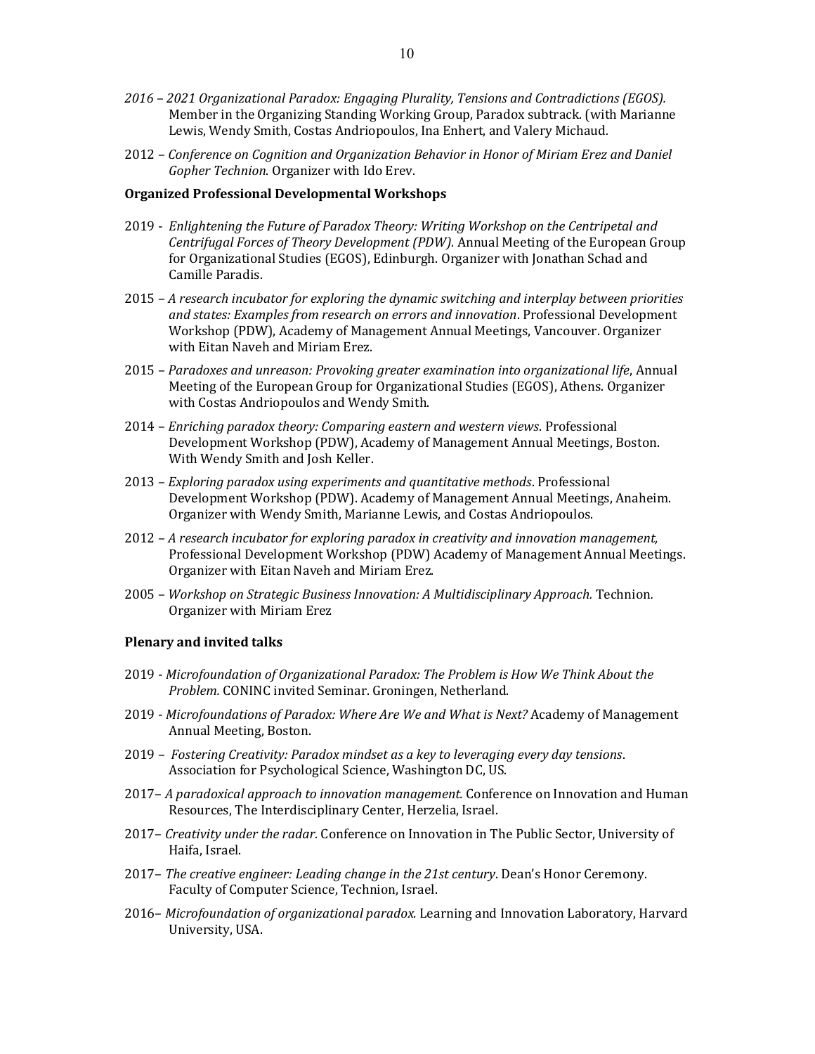*2016 – 2021 Organizational Paradox: Engaging Plurality, Tensions and Contradictions (EGOS).* Member in the Organizing Standing Working Group, Paradox subtrack. (with Marianne Lewis, Wendy Smith, Costas Andriopoulos, Ina Enhert, and Valery Michaud.

2012 – *Conference on Cognition and Organization Behavior in Honor of Miriam Erez and Daniel Gopher Technion*. Organizer with Ido Erev.

**Organized Professional Developmental Workshops**

2019 - *Enlightening the Future of Paradox Theory: Writing Workshop on the Centripetal and Centrifugal Forces of Theory Development (PDW).* Annual Meeting of the European Group for Organizational Studies (EGOS), Edinburgh. Organizer with Jonathan Schad and Camille Paradis.

2015 – *A research incubator for exploring the dynamic switching and interplay between priorities and states: Examples from research on errors and innovation*. Professional Development Workshop (PDW), Academy of Management Annual Meetings, Vancouver. Organizer with Eitan Naveh and Miriam Erez.

2015 – *Paradoxes and unreason: Provoking greater examination into organizational life*, Annual Meeting of the European Group for Organizational Studies (EGOS), Athens. Organizer with Costas Andriopoulos and Wendy Smith.

2014 – *Enriching paradox theory: Comparing eastern and western views*. Professional Development Workshop (PDW), Academy of Management Annual Meetings, Boston. With Wendy Smith and Josh Keller.

2013 – *Exploring paradox using experiments and quantitative methods*. Professional Development Workshop (PDW). Academy of Management Annual Meetings, Anaheim. Organizer with Wendy Smith, Marianne Lewis, and Costas Andriopoulos.

2012 – *A research incubator for exploring paradox in creativity and innovation management,* Professional Development Workshop (PDW) Academy of Management Annual Meetings. Organizer with Eitan Naveh and Miriam Erez.

2005 – *Workshop on Strategic Business Innovation: A Multidisciplinary Approach.* Technion*.* Organizer with Miriam Erez

**Plenary and invited talks**

2019 - *Microfoundation of Organizational Paradox: The Problem is How We Think About the Problem.* CONINC invited Seminar. Groningen, Netherland.

2019 - *Microfoundations of Paradox: Where Are We and What is Next?* Academy of Management Annual Meeting, Boston.

2019 – *Fostering Creativity: Paradox mindset as a key to leveraging every day tensions*. Association for Psychological Science, Washington DC, US.

2017– *A paradoxical approach to innovation management.* Conference on Innovation and Human Resources, The Interdisciplinary Center, Herzelia, Israel.

2017– *Creativity under the radar.* Conference on Innovation in The Public Sector, University of Haifa, Israel.

2017– *The creative engineer: Leading change in the 21st century*. Dean's Honor Ceremony. Faculty of Computer Science, Technion, Israel.

2016– *Microfoundation of organizational paradox.* Learning and Innovation Laboratory, Harvard University, USA.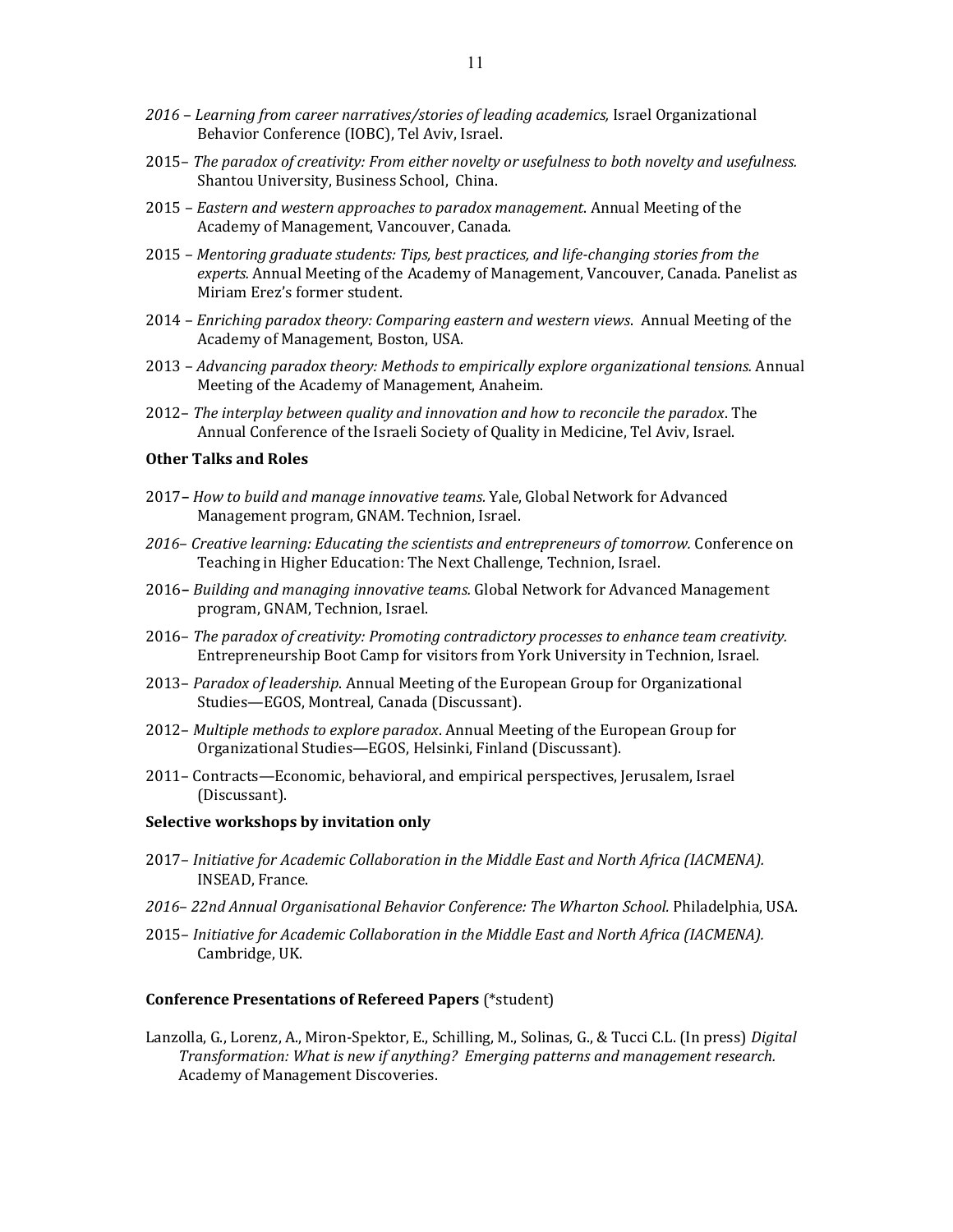*2016 – Learning from career narratives/stories of leading academics,* Israel Organizational Behavior Conference (IOBC), Tel Aviv, Israel.

2015– *The paradox of creativity: From either novelty or usefulness to both novelty and usefulness.* Shantou University, Business School, China.

2015 – *Eastern and western approaches to paradox management*. Annual Meeting of the Academy of Management, Vancouver, Canada.

2015 – *Mentoring graduate students: Tips, best practices, and life-changing stories from the experts.* Annual Meeting of the Academy of Management, Vancouver, Canada. Panelist as Miriam Erez's former student.

2014 – *Enriching paradox theory: Comparing eastern and western views*. Annual Meeting of the Academy of Management, Boston, USA.

2013 – *Advancing paradox theory: Methods to empirically explore organizational tensions.* Annual Meeting of the Academy of Management, Anaheim.

2012– *The interplay between quality and innovation and how to reconcile the paradox*. The Annual Conference of the Israeli Society of Quality in Medicine, Tel Aviv, Israel.

**Other Talks and Roles**

2017**–** *How to build and manage innovative teams.* Yale, Global Network for Advanced Management program, GNAM. Technion, Israel.

*2016– Creative learning: Educating the scientists and entrepreneurs of tomorrow.* Conference on Teaching in Higher Education: The Next Challenge, Technion, Israel.

2016**–** *Building and managing innovative teams.* Global Network for Advanced Management program, GNAM, Technion, Israel.

2016– *The paradox of creativity: Promoting contradictory processes to enhance team creativity.* Entrepreneurship Boot Camp for visitors from York University in Technion, Israel.

2013– *Paradox of leadership*. Annual Meeting of the European Group for Organizational Studies—EGOS, Montreal, Canada (Discussant).

2012– *Multiple methods to explore paradox*. Annual Meeting of the European Group for Organizational Studies—EGOS, Helsinki, Finland (Discussant).

2011– Contracts—Economic, behavioral, and empirical perspectives, Jerusalem, Israel (Discussant).

**Selective workshops by invitation only**

2017– *Initiative for Academic Collaboration in the Middle East and North Africa (IACMENA).* INSEAD, France.

*2016– 22nd Annual Organisational Behavior Conference: The Wharton School.* Philadelphia, USA.

2015– *Initiative for Academic Collaboration in the Middle East and North Africa (IACMENA).* Cambridge, UK.

**Conference Presentations of Refereed Papers** (*student)

Lanzolla, G., Lorenz, A., Miron-Spektor, E., Schilling, M., Solinas, G., & Tucci C.L. (In press) *Digital Transformation: What is new if anything? Emerging patterns and management research.* Academy of Management Discoveries.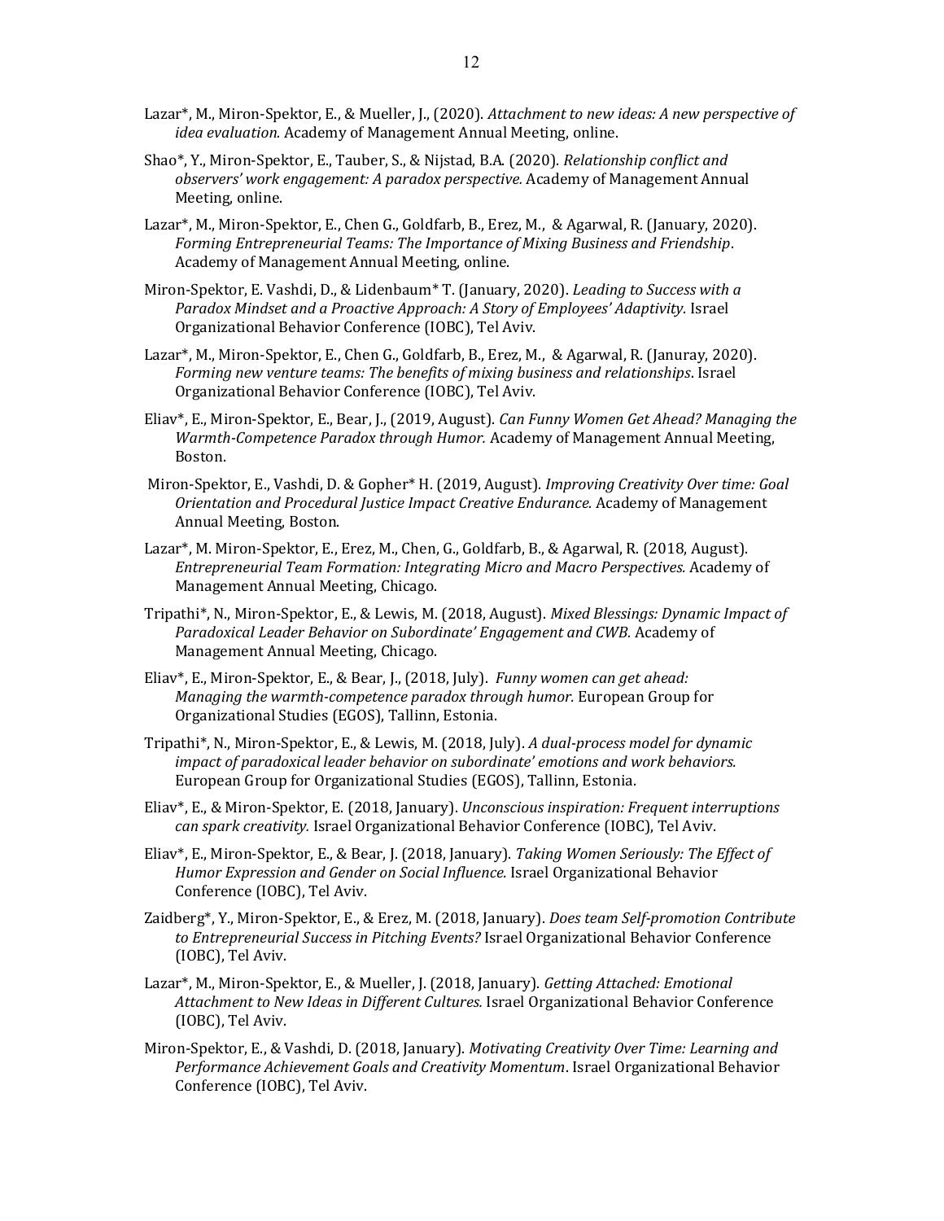Lazar*, M., Miron-Spektor, E., & Mueller, J., (2020). *Attachment to new ideas: A new perspective of idea evaluation.* Academy of Management Annual Meeting, online.

Shao*, Y., Miron-Spektor, E., Tauber, S., & Nijstad, B.A. (2020). *Relationship conflict and observers' work engagement: A paradox perspective.* Academy of Management Annual Meeting, online.

Lazar*, M., Miron-Spektor, E., Chen G., Goldfarb, B., Erez, M., & Agarwal, R. (January, 2020). *Forming Entrepreneurial Teams: The Importance of Mixing Business and Friendship*. Academy of Management Annual Meeting, online.

Miron-Spektor, E. Vashdi, D., & Lidenbaum* T. (January, 2020). *Leading to Success with a Paradox Mindset and a Proactive Approach: A Story of Employees' Adaptivity.* Israel Organizational Behavior Conference (IOBC), Tel Aviv.

Lazar*, M., Miron-Spektor, E., Chen G., Goldfarb, B., Erez, M., & Agarwal, R. (Januray, 2020). *Forming new venture teams: The benefits of mixing business and relationships*. Israel Organizational Behavior Conference (IOBC), Tel Aviv.

Eliav*, E., Miron-Spektor, E., Bear, J., (2019, August). *Can Funny Women Get Ahead? Managing the Warmth-Competence Paradox through Humor.* Academy of Management Annual Meeting, Boston.

Miron-Spektor, E., Vashdi, D. & Gopher* H. (2019, August). *Improving Creativity Over time: Goal Orientation and Procedural Justice Impact Creative Endurance.* Academy of Management Annual Meeting, Boston.

Lazar*, M. Miron-Spektor, E., Erez, M., Chen, G., Goldfarb, B., & Agarwal, R. (2018, August). *Entrepreneurial Team Formation: Integrating Micro and Macro Perspectives.* Academy of Management Annual Meeting, Chicago.

Tripathi*, N., Miron-Spektor, E., & Lewis, M. (2018, August). *Mixed Blessings: Dynamic Impact of Paradoxical Leader Behavior on Subordinate' Engagement and CWB.* Academy of Management Annual Meeting, Chicago.

Eliav*, E., Miron-Spektor, E., & Bear, J., (2018, July). *Funny women can get ahead: Managing the warmth-competence paradox through humor.* European Group for Organizational Studies (EGOS), Tallinn, Estonia.

Tripathi*, N., Miron-Spektor, E., & Lewis, M. (2018, July). *A dual-process model for dynamic impact of paradoxical leader behavior on subordinate' emotions and work behaviors.* European Group for Organizational Studies (EGOS), Tallinn, Estonia.

Eliav*, E., & Miron-Spektor, E. (2018, January). *Unconscious inspiration: Frequent interruptions can spark creativity.* Israel Organizational Behavior Conference (IOBC), Tel Aviv.

Eliav*, E., Miron-Spektor, E., & Bear, J. (2018, January). *Taking Women Seriously: The Effect of Humor Expression and Gender on Social Influence.* Israel Organizational Behavior Conference (IOBC), Tel Aviv.

Zaidberg*, Y., Miron-Spektor, E., & Erez, M. (2018, January). *Does team Self-promotion Contribute to Entrepreneurial Success in Pitching Events?* Israel Organizational Behavior Conference (IOBC), Tel Aviv.

Lazar*, M., Miron-Spektor, E., & Mueller, J. (2018, January). *Getting Attached: Emotional Attachment to New Ideas in Different Cultures.* Israel Organizational Behavior Conference (IOBC), Tel Aviv.

Miron-Spektor, E., & Vashdi, D. (2018, January). *Motivating Creativity Over Time: Learning and Performance Achievement Goals and Creativity Momentum*. Israel Organizational Behavior Conference (IOBC), Tel Aviv.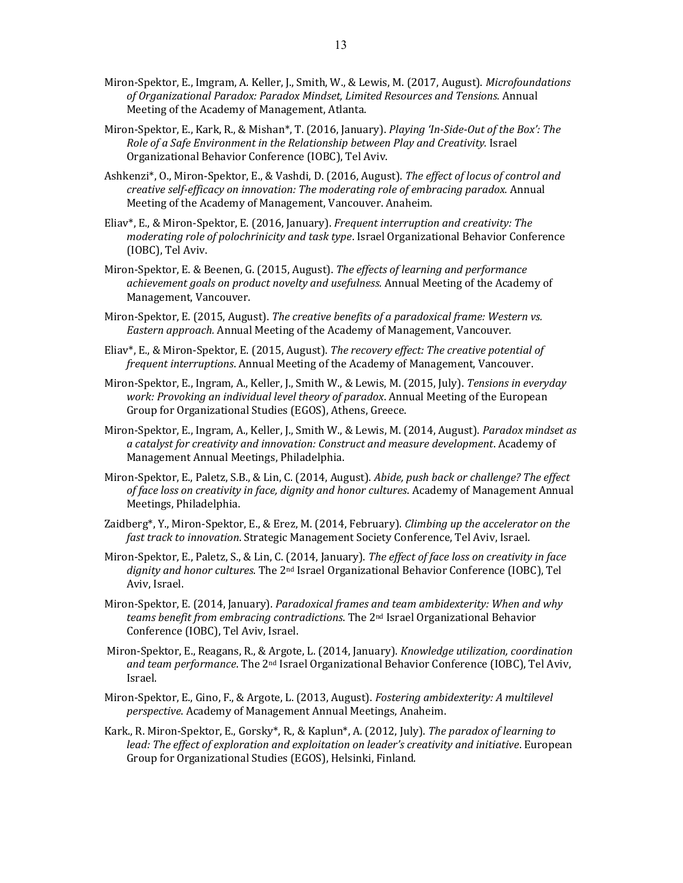Miron-Spektor, E., Imgram, A. Keller, J., Smith, W., & Lewis, M. (2017, August). *Microfoundations of Organizational Paradox: Paradox Mindset, Limited Resources and Tensions.* Annual Meeting of the Academy of Management, Atlanta.

Miron-Spektor, E., Kark, R., & Mishan*, T. (2016, January). *Playing 'In-Side-Out of the Box': The Role of a Safe Environment in the Relationship between Play and Creativity.* Israel Organizational Behavior Conference (IOBC), Tel Aviv.

Ashkenzi*, O., Miron-Spektor, E., & Vashdi, D. (2016, August). *The effect of locus of control and creative self-efficacy on innovation: The moderating role of embracing paradox.* Annual Meeting of the Academy of Management, Vancouver. Anaheim.

Eliav*, E., & Miron-Spektor, E. (2016, January). *Frequent interruption and creativity: The moderating role of polochrinicity and task type*. Israel Organizational Behavior Conference (IOBC), Tel Aviv.

Miron-Spektor, E. & Beenen, G. (2015, August). *The effects of learning and performance achievement goals on product novelty and usefulness.* Annual Meeting of the Academy of Management, Vancouver.

Miron-Spektor, E. (2015, August). *The creative benefits of a paradoxical frame: Western vs. Eastern approach*. Annual Meeting of the Academy of Management, Vancouver.

Eliav*, E., & Miron-Spektor, E. (2015, August). *The recovery effect: The creative potential of frequent interruptions*. Annual Meeting of the Academy of Management, Vancouver.

Miron-Spektor, E., Ingram, A., Keller, J., Smith W., & Lewis, M. (2015, July). *Tensions in everyday work: Provoking an individual level theory of paradox*. Annual Meeting of the European Group for Organizational Studies (EGOS), Athens, Greece.

Miron-Spektor, E., Ingram, A., Keller, J., Smith W., & Lewis, M. (2014, August). *Paradox mindset as a catalyst for creativity and innovation: Construct and measure development*. Academy of Management Annual Meetings, Philadelphia.

Miron-Spektor, E., Paletz, S.B., & Lin, C. (2014, August). *Abide, push back or challenge? The effect of face loss on creativity in face, dignity and honor cultures*. Academy of Management Annual Meetings, Philadelphia.

Zaidberg*, Y., Miron-Spektor, E., & Erez, M. (2014, February). *Climbing up the accelerator on the fast track to innovation.* Strategic Management Society Conference, Tel Aviv, Israel.

Miron-Spektor, E., Paletz, S., & Lin, C. (2014, January). *The effect of face loss on creativity in face dignity and honor cultures*. The 2nd Israel Organizational Behavior Conference (IOBC), Tel Aviv, Israel.

Miron-Spektor, E. (2014, January). *Paradoxical frames and team ambidexterity: When and why teams benefit from embracing contradictions*. The 2nd Israel Organizational Behavior Conference (IOBC), Tel Aviv, Israel.

Miron-Spektor, E., Reagans, R., & Argote, L. (2014, January). *Knowledge utilization, coordination and team performance*. The 2nd Israel Organizational Behavior Conference (IOBC), Tel Aviv, Israel.

Miron-Spektor, E., Gino, F., & Argote, L. (2013, August). *Fostering ambidexterity: A multilevel perspective*. Academy of Management Annual Meetings, Anaheim.

Kark., R. Miron-Spektor, E., Gorsky*, R., & Kaplun*, A. (2012, July). *The paradox of learning to lead: The effect of exploration and exploitation on leader's creativity and initiative*. European Group for Organizational Studies (EGOS), Helsinki, Finland.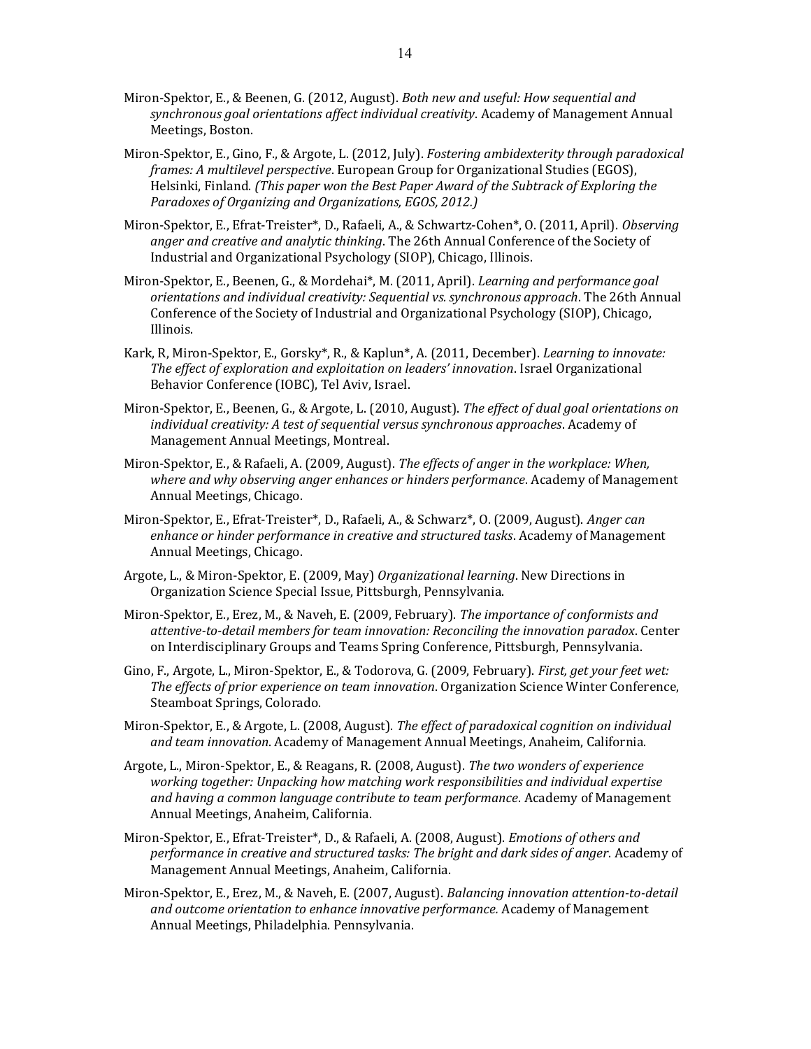Miron-Spektor, E., & Beenen, G. (2012, August). *Both new and useful: How sequential and synchronous goal orientations affect individual creativity*. Academy of Management Annual Meetings, Boston.

Miron-Spektor, E., Gino, F., & Argote, L. (2012, July). *Fostering ambidexterity through paradoxical frames: A multilevel perspective*. European Group for Organizational Studies (EGOS), Helsinki, Finland. *(This paper won the Best Paper Award of the Subtrack of Exploring the Paradoxes of Organizing and Organizations, EGOS, 2012.)*

Miron-Spektor, E., Efrat-Treister*, D., Rafaeli, A., & Schwartz-Cohen*, O. (2011, April). *Observing anger and creative and analytic thinking*. The 26th Annual Conference of the Society of Industrial and Organizational Psychology (SIOP), Chicago, Illinois.

Miron-Spektor, E., Beenen, G., & Mordehai*, M. (2011, April). *Learning and performance goal orientations and individual creativity: Sequential vs. synchronous approach*. The 26th Annual Conference of the Society of Industrial and Organizational Psychology (SIOP), Chicago, Illinois.

Kark, R, Miron-Spektor, E., Gorsky*, R., & Kaplun*, A. (2011, December). *Learning to innovate: The effect of exploration and exploitation on leaders' innovation*. Israel Organizational Behavior Conference (IOBC), Tel Aviv, Israel.

Miron-Spektor, E., Beenen, G., & Argote, L. (2010, August). *The effect of dual goal orientations on individual creativity: A test of sequential versus synchronous approaches*. Academy of Management Annual Meetings, Montreal.

Miron-Spektor, E., & Rafaeli, A. (2009, August). *The effects of anger in the workplace: When, where and why observing anger enhances or hinders performance*. Academy of Management Annual Meetings, Chicago.

Miron-Spektor, E., Efrat-Treister*, D., Rafaeli, A., & Schwarz*, O. (2009, August). *Anger can enhance or hinder performance in creative and structured tasks*. Academy of Management Annual Meetings, Chicago.

Argote, L., & Miron-Spektor, E. (2009, May) *Organizational learning*. New Directions in Organization Science Special Issue, Pittsburgh, Pennsylvania.

Miron-Spektor, E., Erez, M., & Naveh, E. (2009, February). *The importance of conformists and attentive-to-detail members for team innovation: Reconciling the innovation paradox*. Center on Interdisciplinary Groups and Teams Spring Conference, Pittsburgh, Pennsylvania.

Gino, F., Argote, L., Miron-Spektor, E., & Todorova, G. (2009, February). *First, get your feet wet: The effects of prior experience on team innovation*. Organization Science Winter Conference, Steamboat Springs, Colorado.

Miron-Spektor, E., & Argote, L. (2008, August). *The effect of paradoxical cognition on individual and team innovation*. Academy of Management Annual Meetings, Anaheim, California.

Argote, L., Miron-Spektor, E., & Reagans, R. (2008, August). *The two wonders of experience working together: Unpacking how matching work responsibilities and individual expertise and having a common language contribute to team performance*. Academy of Management Annual Meetings, Anaheim, California.

Miron-Spektor, E., Efrat-Treister*, D., & Rafaeli, A. (2008, August). *Emotions of others and performance in creative and structured tasks: The bright and dark sides of anger*. Academy of Management Annual Meetings, Anaheim, California.

Miron-Spektor, E., Erez, M., & Naveh, E. (2007, August). *Balancing innovation attention-to-detail and outcome orientation to enhance innovative performance.* Academy of Management Annual Meetings, Philadelphia. Pennsylvania.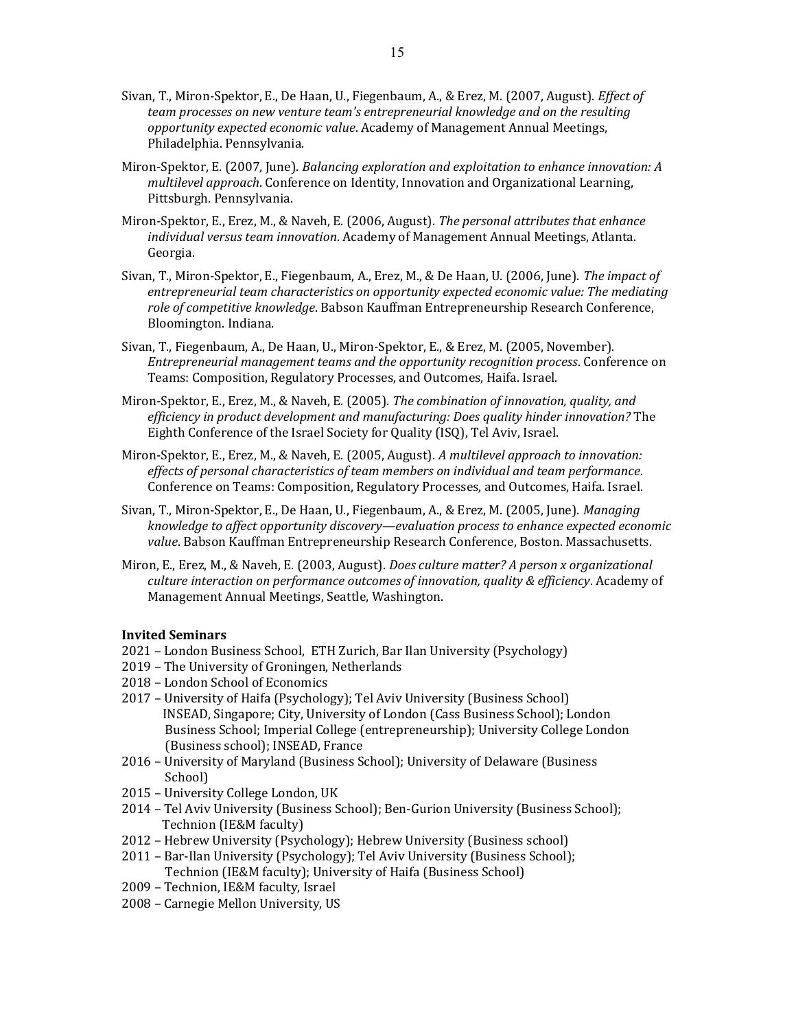Sivan, T., Miron-Spektor, E., De Haan, U., Fiegenbaum, A., & Erez, M. (2007, August). *Effect of team processes on new venture team's entrepreneurial knowledge and on the resulting opportunity expected economic value*. Academy of Management Annual Meetings, Philadelphia. Pennsylvania.

Miron-Spektor, E. (2007, June). *Balancing exploration and exploitation to enhance innovation: A multilevel approach*. Conference on Identity, Innovation and Organizational Learning, Pittsburgh. Pennsylvania.

Miron-Spektor, E., Erez, M., & Naveh, E. (2006, August). *The personal attributes that enhance individual versus team innovation*. Academy of Management Annual Meetings, Atlanta. Georgia.

Sivan, T., Miron-Spektor, E., Fiegenbaum, A., Erez, M., & De Haan, U. (2006, June). *The impact of entrepreneurial team characteristics on opportunity expected economic value: The mediating role of competitive knowledge*. Babson Kauffman Entrepreneurship Research Conference, Bloomington. Indiana.

Sivan, T., Fiegenbaum, A., De Haan, U., Miron-Spektor, E., & Erez, M. (2005, November). *Entrepreneurial management teams and the opportunity recognition process*. Conference on Teams: Composition, Regulatory Processes, and Outcomes, Haifa. Israel.

Miron-Spektor, E., Erez, M., & Naveh, E. (2005). *The combination of innovation, quality, and efficiency in product development and manufacturing: Does quality hinder innovation?* The Eighth Conference of the Israel Society for Quality (ISQ), Tel Aviv, Israel.

Miron-Spektor, E., Erez, M., & Naveh, E. (2005, August). *A multilevel approach to innovation: effects of personal characteristics of team members on individual and team performance*. Conference on Teams: Composition, Regulatory Processes, and Outcomes, Haifa. Israel.

Sivan, T., Miron-Spektor, E., De Haan, U., Fiegenbaum, A., & Erez, M. (2005, June). *Managing knowledge to affect opportunity discovery—evaluation process to enhance expected economic value*. Babson Kauffman Entrepreneurship Research Conference, Boston. Massachusetts.

Miron, E., Erez, M., & Naveh, E. (2003, August). *Does culture matter? A person x organizational culture interaction on performance outcomes of innovation, quality & efficiency*. Academy of Management Annual Meetings, Seattle, Washington.

**Invited Seminars**

2021 – London Business School, ETH Zurich, Bar Ilan University (Psychology)
2019 – The University of Groningen, Netherlands
2018 – London School of Economics
2017 – University of Haifa (Psychology); Tel Aviv University (Business School) INSEAD, Singapore; City, University of London (Cass Business School); London Business School; Imperial College (entrepreneurship); University College London (Business school); INSEAD, France
2016 – University of Maryland (Business School); University of Delaware (Business School)
2015 – University College London, UK
2014 – Tel Aviv University (Business School); Ben-Gurion University (Business School); Technion (IE&M faculty)
2012 – Hebrew University (Psychology); Hebrew University (Business school)
2011 – Bar-Ilan University (Psychology); Tel Aviv University (Business School); Technion (IE&M faculty); University of Haifa (Business School)
2009 – Technion, IE&M faculty, Israel
2008 – Carnegie Mellon University, US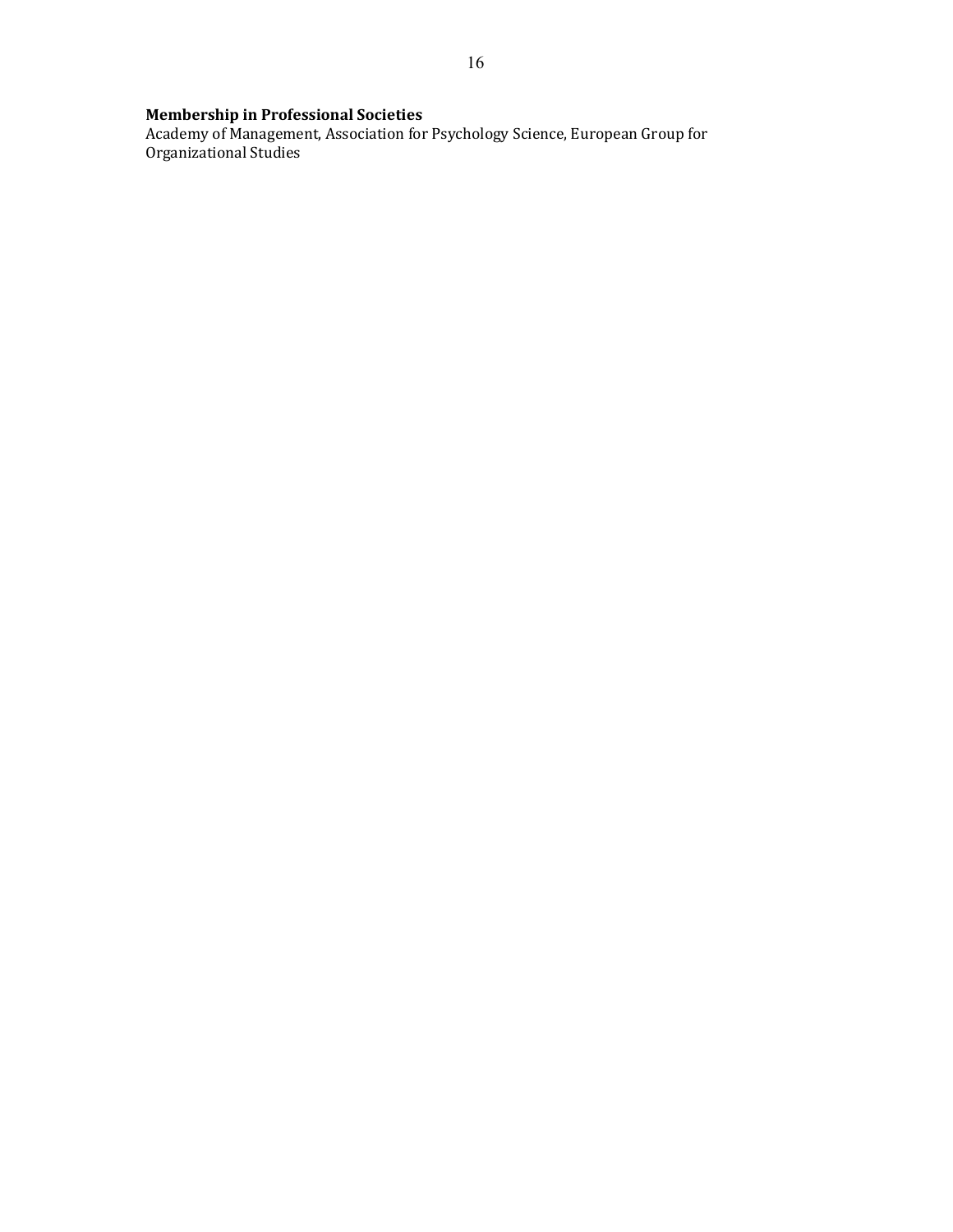**Membership in Professional Societies**
Academy of Management, Association for Psychology Science, European Group for Organizational Studies